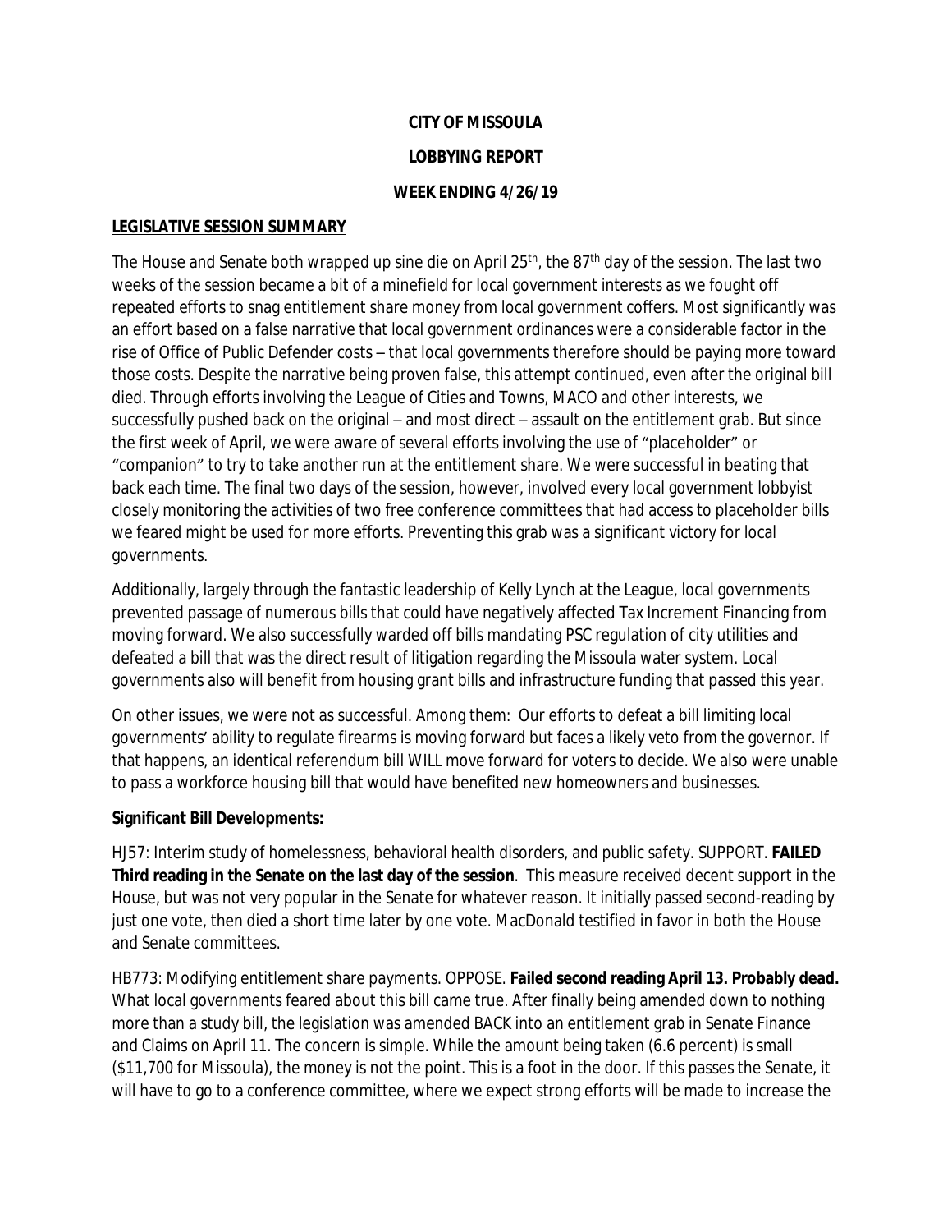**CITY OF MISSOULA**

**LOBBYING REPORT**

**WEEK ENDING 4/26/19**

**LEGISLATIVE SESSION SUMMARY**

The House and Senate both wrapped up sine die on April 25th, the 87th day of the session. The last two weeks of the session became a bit of a minefield for local government interests as we fought off repeated efforts to snag entitlement share money from local government coffers. Most significantly was an effort based on a false narrative that local government ordinances were a considerable factor in the rise of Office of Public Defender costs – that local governments therefore should be paying more toward those costs. Despite the narrative being proven false, this attempt continued, even after the original bill died. Through efforts involving the League of Cities and Towns, MACO and other interests, we successfully pushed back on the original – and most direct – assault on the entitlement grab. But since the first week of April, we were aware of several efforts involving the use of "placeholder" or "companion" to try to take another run at the entitlement share. We were successful in beating that back each time. The final two days of the session, however, involved every local government lobbyist closely monitoring the activities of two free conference committees that had access to placeholder bills we feared might be used for more efforts. Preventing this grab was a significant victory for local governments.

Additionally, largely through the fantastic leadership of Kelly Lynch at the League, local governments prevented passage of numerous bills that could have negatively affected Tax Increment Financing from moving forward. We also successfully warded off bills mandating PSC regulation of city utilities and defeated a bill that was the direct result of litigation regarding the Missoula water system. Local governments also will benefit from housing grant bills and infrastructure funding that passed this year.

On other issues, we were not as successful. Among them: Our efforts to defeat a bill limiting local governments' ability to regulate firearms is moving forward but faces a likely veto from the governor. If that happens, an identical referendum bill WILL move forward for voters to decide. We also were unable to pass a workforce housing bill that would have benefited new homeowners and businesses.

**Significant Bill Developments:**

HJ57: Interim study of homelessness, behavioral health disorders, and public safety. SUPPORT. **FAILED Third reading in the Senate on the last day of the session**. This measure received decent support in the House, but was not very popular in the Senate for whatever reason. It initially passed second-reading by just one vote, then died a short time later by one vote. MacDonald testified in favor in both the House and Senate committees.

HB773: Modifying entitlement share payments. OPPOSE. **Failed second reading April 13. Probably dead.** What local governments feared about this bill came true. After finally being amended down to nothing more than a study bill, the legislation was amended BACK into an entitlement grab in Senate Finance and Claims on April 11. The concern is simple. While the amount being taken (6.6 percent) is small ($11,700 for Missoula), the money is not the point. This is a foot in the door. If this passes the Senate, it will have to go to a conference committee, where we expect strong efforts will be made to increase the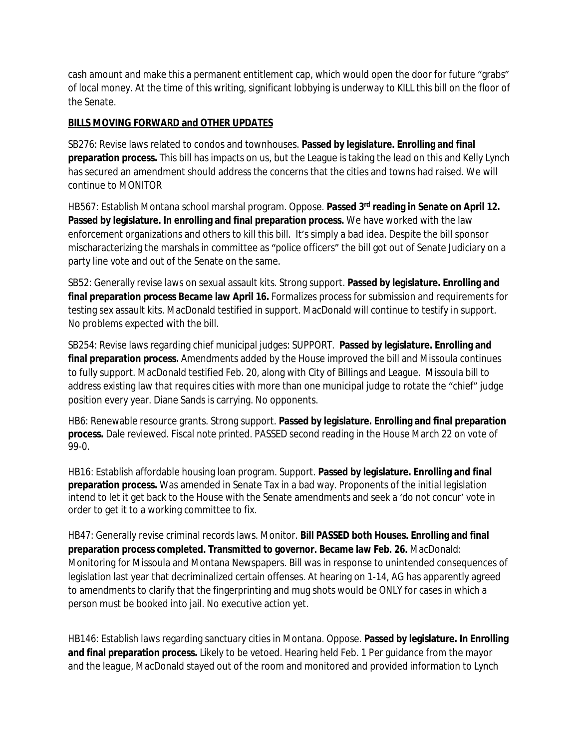cash amount and make this a permanent entitlement cap, which would open the door for future "grabs" of local money. At the time of this writing, significant lobbying is underway to KILL this bill on the floor of the Senate.

**BILLS MOVING FORWARD and OTHER UPDATES**

SB276: Revise laws related to condos and townhouses. **Passed by legislature. Enrolling and final preparation process.** This bill has impacts on us, but the League is taking the lead on this and Kelly Lynch has secured an amendment should address the concerns that the cities and towns had raised. We will continue to MONITOR

HB567: Establish Montana school marshal program. Oppose. **Passed 3rd reading in Senate on April 12. Passed by legislature. In enrolling and final preparation process.** We have worked with the law enforcement organizations and others to kill this bill. It's simply a bad idea. Despite the bill sponsor mischaracterizing the marshals in committee as "police officers" the bill got out of Senate Judiciary on a party line vote and out of the Senate on the same.

SB52: Generally revise laws on sexual assault kits. Strong support. **Passed by legislature. Enrolling and final preparation process Became law April 16.** Formalizes process for submission and requirements for testing sex assault kits. MacDonald testified in support. MacDonald will continue to testify in support. No problems expected with the bill.

SB254: Revise laws regarding chief municipal judges: SUPPORT. **Passed by legislature. Enrolling and final preparation process.** Amendments added by the House improved the bill and Missoula continues to fully support. MacDonald testified Feb. 20, along with City of Billings and League. Missoula bill to address existing law that requires cities with more than one municipal judge to rotate the "chief" judge position every year. Diane Sands is carrying. No opponents.

HB6: Renewable resource grants. Strong support. **Passed by legislature. Enrolling and final preparation process.** Dale reviewed. Fiscal note printed. PASSED second reading in the House March 22 on vote of 99-0.

HB16: Establish affordable housing loan program. Support. **Passed by legislature. Enrolling and final preparation process.** Was amended in Senate Tax in a bad way. Proponents of the initial legislation intend to let it get back to the House with the Senate amendments and seek a 'do not concur' vote in order to get it to a working committee to fix.

HB47: Generally revise criminal records laws. Monitor. **Bill PASSED both Houses. Enrolling and final preparation process completed. Transmitted to governor. Became law Feb. 26.** MacDonald: Monitoring for Missoula and Montana Newspapers. Bill was in response to unintended consequences of legislation last year that decriminalized certain offenses. At hearing on 1-14, AG has apparently agreed to amendments to clarify that the fingerprinting and mug shots would be ONLY for cases in which a person must be booked into jail. No executive action yet.

HB146: Establish laws regarding sanctuary cities in Montana. Oppose. **Passed by legislature. In Enrolling and final preparation process.** Likely to be vetoed. Hearing held Feb. 1 Per guidance from the mayor and the league, MacDonald stayed out of the room and monitored and provided information to Lynch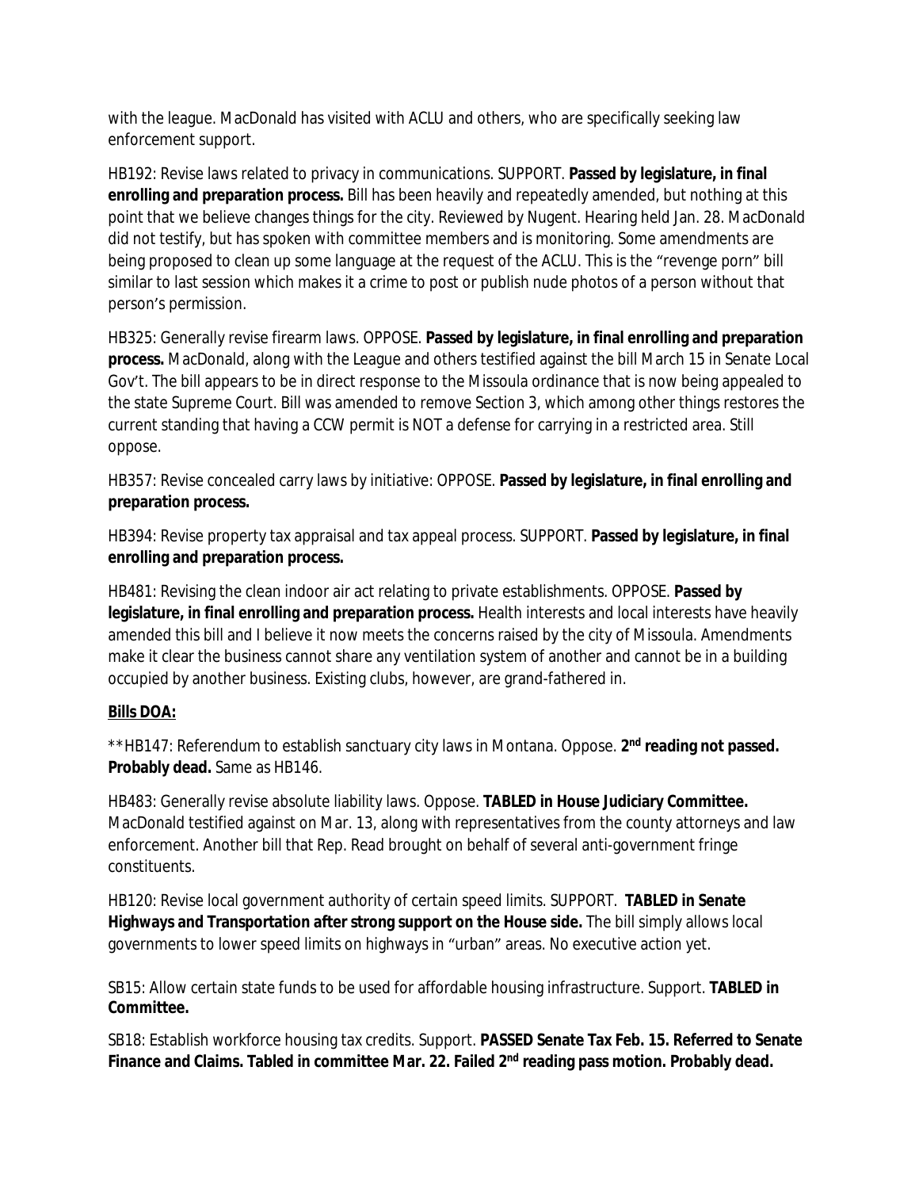with the league. MacDonald has visited with ACLU and others, who are specifically seeking law enforcement support.

HB192: Revise laws related to privacy in communications. SUPPORT. **Passed by legislature, in final enrolling and preparation process.** Bill has been heavily and repeatedly amended, but nothing at this point that we believe changes things for the city. Reviewed by Nugent. Hearing held Jan. 28. MacDonald did not testify, but has spoken with committee members and is monitoring. Some amendments are being proposed to clean up some language at the request of the ACLU. This is the "revenge porn" bill similar to last session which makes it a crime to post or publish nude photos of a person without that person's permission.

HB325: Generally revise firearm laws. OPPOSE. **Passed by legislature, in final enrolling and preparation process.** MacDonald, along with the League and others testified against the bill March 15 in Senate Local Gov't. The bill appears to be in direct response to the Missoula ordinance that is now being appealed to the state Supreme Court. Bill was amended to remove Section 3, which among other things restores the current standing that having a CCW permit is NOT a defense for carrying in a restricted area. Still oppose.

HB357: Revise concealed carry laws by initiative: OPPOSE. **Passed by legislature, in final enrolling and preparation process.**

HB394: Revise property tax appraisal and tax appeal process. SUPPORT. **Passed by legislature, in final enrolling and preparation process.**

HB481: Revising the clean indoor air act relating to private establishments. OPPOSE. **Passed by legislature, in final enrolling and preparation process.** Health interests and local interests have heavily amended this bill and I believe it now meets the concerns raised by the city of Missoula. Amendments make it clear the business cannot share any ventilation system of another and cannot be in a building occupied by another business. Existing clubs, however, are grand-fathered in.

**Bills DOA:**

**HB147: Referendum to establish sanctuary city laws in Montana. Oppose. **2nd reading not passed. Probably dead.** Same as HB146.

HB483: Generally revise absolute liability laws. Oppose. **TABLED in House Judiciary Committee.** MacDonald testified against on Mar. 13, along with representatives from the county attorneys and law enforcement. Another bill that Rep. Read brought on behalf of several anti-government fringe constituents.

HB120: Revise local government authority of certain speed limits. SUPPORT. **TABLED in Senate Highways and Transportation after strong support on the House side.** The bill simply allows local governments to lower speed limits on highways in "urban" areas. No executive action yet.

SB15: Allow certain state funds to be used for affordable housing infrastructure. Support. **TABLED in Committee.**

SB18: Establish workforce housing tax credits. Support. **PASSED Senate Tax Feb. 15. Referred to Senate Finance and Claims. Tabled in committee Mar. 22. Failed 2nd reading pass motion. Probably dead.**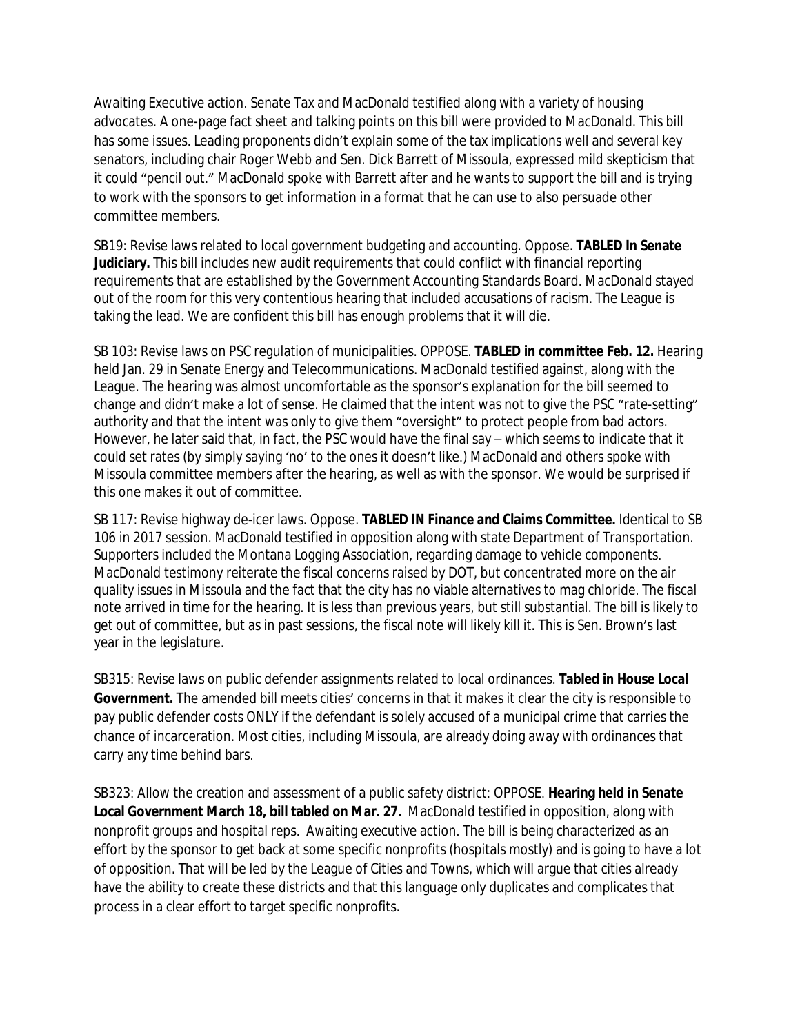Awaiting Executive action. Senate Tax and MacDonald testified along with a variety of housing advocates. A one-page fact sheet and talking points on this bill were provided to MacDonald. This bill has some issues. Leading proponents didn't explain some of the tax implications well and several key senators, including chair Roger Webb and Sen. Dick Barrett of Missoula, expressed mild skepticism that it could "pencil out." MacDonald spoke with Barrett after and he wants to support the bill and is trying to work with the sponsors to get information in a format that he can use to also persuade other committee members.

SB19: Revise laws related to local government budgeting and accounting. Oppose. **TABLED In Senate Judiciary.** This bill includes new audit requirements that could conflict with financial reporting requirements that are established by the Government Accounting Standards Board. MacDonald stayed out of the room for this very contentious hearing that included accusations of racism. The League is taking the lead. We are confident this bill has enough problems that it will die.

SB 103: Revise laws on PSC regulation of municipalities. OPPOSE. **TABLED in committee Feb. 12.** Hearing held Jan. 29 in Senate Energy and Telecommunications. MacDonald testified against, along with the League. The hearing was almost uncomfortable as the sponsor's explanation for the bill seemed to change and didn't make a lot of sense. He claimed that the intent was not to give the PSC "rate-setting" authority and that the intent was only to give them "oversight" to protect people from bad actors. However, he later said that, in fact, the PSC would have the final say – which seems to indicate that it could set rates (by simply saying 'no' to the ones it doesn't like.) MacDonald and others spoke with Missoula committee members after the hearing, as well as with the sponsor. We would be surprised if this one makes it out of committee.

SB 117: Revise highway de-icer laws. Oppose. **TABLED IN Finance and Claims Committee.** Identical to SB 106 in 2017 session. MacDonald testified in opposition along with state Department of Transportation. Supporters included the Montana Logging Association, regarding damage to vehicle components. MacDonald testimony reiterate the fiscal concerns raised by DOT, but concentrated more on the air quality issues in Missoula and the fact that the city has no viable alternatives to mag chloride. The fiscal note arrived in time for the hearing. It is less than previous years, but still substantial. The bill is likely to get out of committee, but as in past sessions, the fiscal note will likely kill it. This is Sen. Brown's last year in the legislature.

SB315: Revise laws on public defender assignments related to local ordinances. **Tabled in House Local Government.** The amended bill meets cities' concerns in that it makes it clear the city is responsible to pay public defender costs ONLY if the defendant is solely accused of a municipal crime that carries the chance of incarceration. Most cities, including Missoula, are already doing away with ordinances that carry any time behind bars.

SB323: Allow the creation and assessment of a public safety district: OPPOSE. **Hearing held in Senate Local Government March 18, bill tabled on Mar. 27.** MacDonald testified in opposition, along with nonprofit groups and hospital reps. Awaiting executive action. The bill is being characterized as an effort by the sponsor to get back at some specific nonprofits (hospitals mostly) and is going to have a lot of opposition. That will be led by the League of Cities and Towns, which will argue that cities already have the ability to create these districts and that this language only duplicates and complicates that process in a clear effort to target specific nonprofits.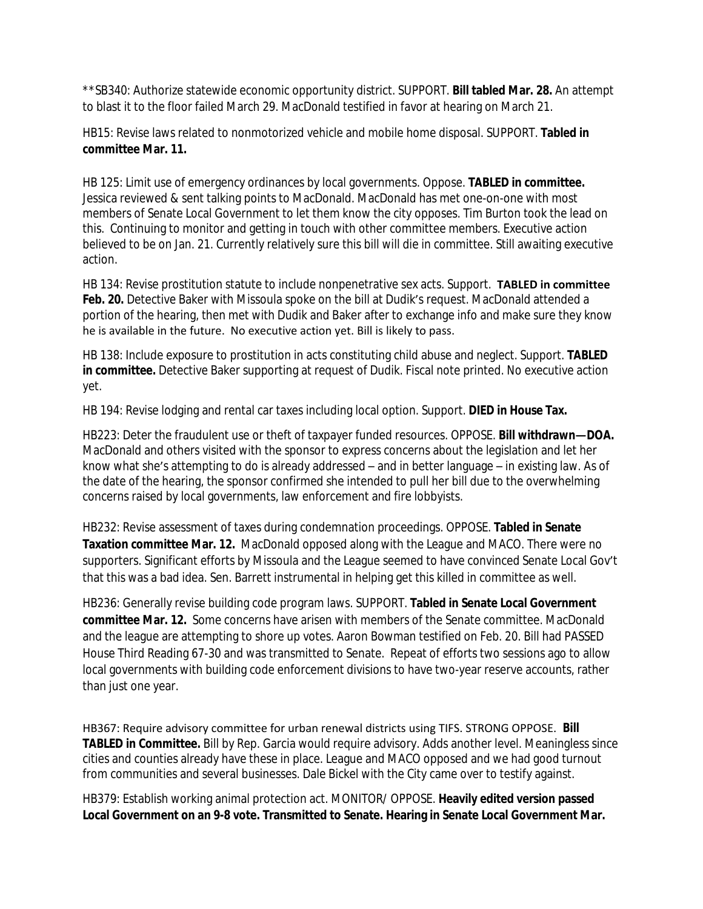**SB340: Authorize statewide economic opportunity district. SUPPORT. **Bill tabled Mar. 28.** An attempt to blast it to the floor failed March 29. MacDonald testified in favor at hearing on March 21.

HB15: Revise laws related to nonmotorized vehicle and mobile home disposal. SUPPORT. **Tabled in committee Mar. 11.**

HB 125: Limit use of emergency ordinances by local governments. Oppose. **TABLED in committee.** Jessica reviewed & sent talking points to MacDonald. MacDonald has met one-on-one with most members of Senate Local Government to let them know the city opposes. Tim Burton took the lead on this. Continuing to monitor and getting in touch with other committee members. Executive action believed to be on Jan. 21. Currently relatively sure this bill will die in committee. Still awaiting executive action.

HB 134: Revise prostitution statute to include nonpenetrative sex acts. Support. **TABLED in committee Feb. 20.** Detective Baker with Missoula spoke on the bill at Dudik's request. MacDonald attended a portion of the hearing, then met with Dudik and Baker after to exchange info and make sure they know he is available in the future. No executive action yet. Bill is likely to pass.

HB 138: Include exposure to prostitution in acts constituting child abuse and neglect. Support. **TABLED in committee.** Detective Baker supporting at request of Dudik. Fiscal note printed. No executive action yet.

HB 194: Revise lodging and rental car taxes including local option. Support. **DIED in House Tax.**

HB223: Deter the fraudulent use or theft of taxpayer funded resources. OPPOSE. **Bill withdrawn—DOA.** MacDonald and others visited with the sponsor to express concerns about the legislation and let her know what she's attempting to do is already addressed – and in better language – in existing law. As of the date of the hearing, the sponsor confirmed she intended to pull her bill due to the overwhelming concerns raised by local governments, law enforcement and fire lobbyists.

HB232: Revise assessment of taxes during condemnation proceedings. OPPOSE. **Tabled in Senate Taxation committee Mar. 12.** MacDonald opposed along with the League and MACO. There were no supporters. Significant efforts by Missoula and the League seemed to have convinced Senate Local Gov't that this was a bad idea. Sen. Barrett instrumental in helping get this killed in committee as well.

HB236: Generally revise building code program laws. SUPPORT. **Tabled in Senate Local Government committee Mar. 12.** Some concerns have arisen with members of the Senate committee. MacDonald and the league are attempting to shore up votes. Aaron Bowman testified on Feb. 20. Bill had PASSED House Third Reading 67-30 and was transmitted to Senate. Repeat of efforts two sessions ago to allow local governments with building code enforcement divisions to have two-year reserve accounts, rather than just one year.

HB367: Require advisory committee for urban renewal districts using TIFS. STRONG OPPOSE. **Bill TABLED in Committee.** Bill by Rep. Garcia would require advisory. Adds another level. Meaningless since cities and counties already have these in place. League and MACO opposed and we had good turnout from communities and several businesses. Dale Bickel with the City came over to testify against.

HB379: Establish working animal protection act. MONITOR/ OPPOSE. **Heavily edited version passed Local Government on an 9-8 vote. Transmitted to Senate. Hearing in Senate Local Government Mar.**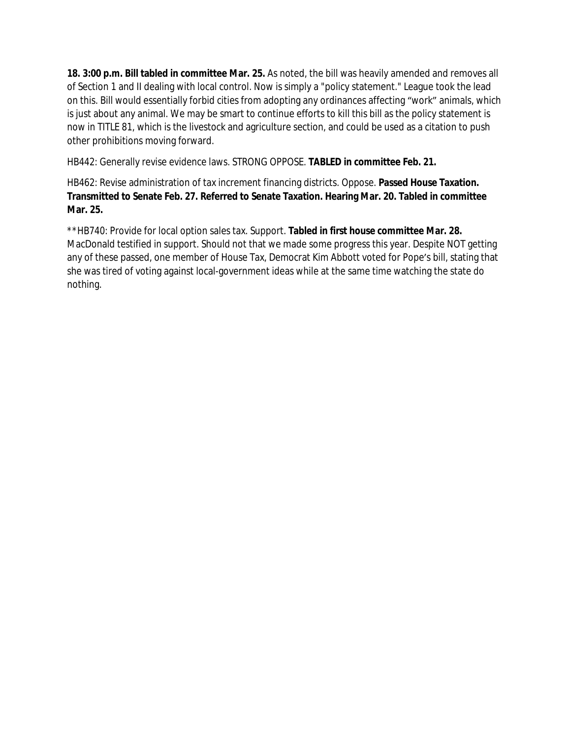**18. 3:00 p.m. Bill tabled in committee Mar. 25.** As noted, the bill was heavily amended and removes all of Section 1 and II dealing with local control. Now is simply a "policy statement." League took the lead on this. Bill would essentially forbid cities from adopting any ordinances affecting "work" animals, which is just about any animal. We may be smart to continue efforts to kill this bill as the policy statement is now in TITLE 81, which is the livestock and agriculture section, and could be used as a citation to push other prohibitions moving forward.

HB442: Generally revise evidence laws. STRONG OPPOSE. **TABLED in committee Feb. 21.**

HB462: Revise administration of tax increment financing districts. Oppose. **Passed House Taxation. Transmitted to Senate Feb. 27. Referred to Senate Taxation. Hearing Mar. 20. Tabled in committee Mar. 25.**

**HB740: Provide for local option sales tax. Support. **Tabled in first house committee Mar. 28.** MacDonald testified in support. Should not that we made some progress this year. Despite NOT getting any of these passed, one member of House Tax, Democrat Kim Abbott voted for Pope's bill, stating that she was tired of voting against local-government ideas while at the same time watching the state do nothing.